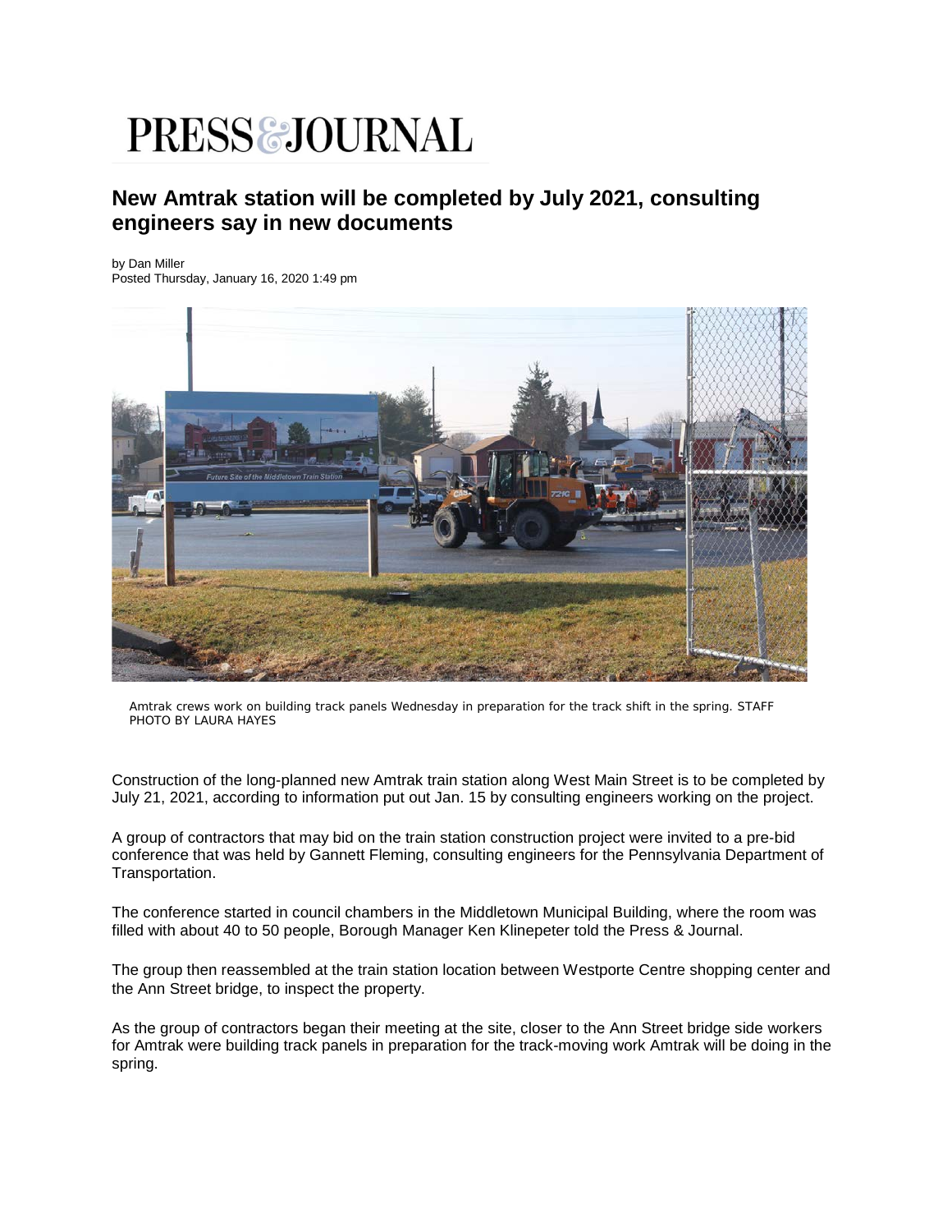# PRESS & JOURNAL

## New Amtrak station will be completed by July 2021, consulting engineers say in new documents

by Dan Miller
Posted Thursday, January 16, 2020 1:49 pm

Amtrak crews work on building track panels Wednesday in preparation for the track shift in the spring. STAFF PHOTO BY LAURA HAYES

Construction of the long-planned new Amtrak train station along West Main Street is to be completed by July 21, 2021, according to information put out Jan. 15 by consulting engineers working on the project.

A group of contractors that may bid on the train station construction project were invited to a pre-bid conference that was held by Gannett Fleming, consulting engineers for the Pennsylvania Department of Transportation.

The conference started in council chambers in the Middletown Municipal Building, where the room was filled with about 40 to 50 people, Borough Manager Ken Klinepeter told the Press & Journal.

The group then reassembled at the train station location between Westporte Centre shopping center and the Ann Street bridge, to inspect the property.

As the group of contractors began their meeting at the site, closer to the Ann Street bridge side workers for Amtrak were building track panels in preparation for the track-moving work Amtrak will be doing in the spring.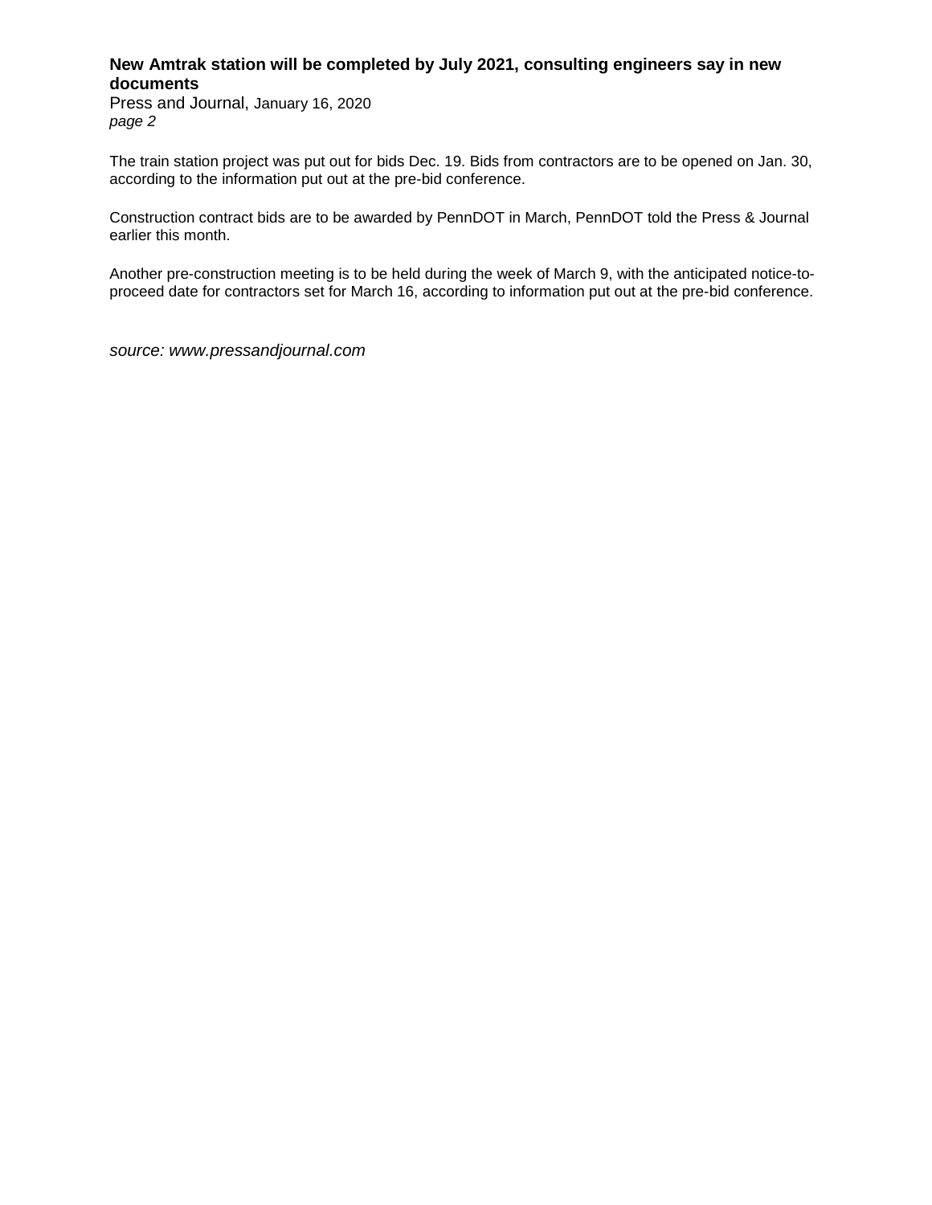The train station project was put out for bids Dec. 19. Bids from contractors are to be opened on Jan. 30, according to the information put out at the pre-bid conference.

Construction contract bids are to be awarded by PennDOT in March, PennDOT told the Press & Journal earlier this month.

Another pre-construction meeting is to be held during the week of March 9, with the anticipated notice-to-proceed date for contractors set for March 16, according to information put out at the pre-bid conference.

*source: www.pressandjournal.com*